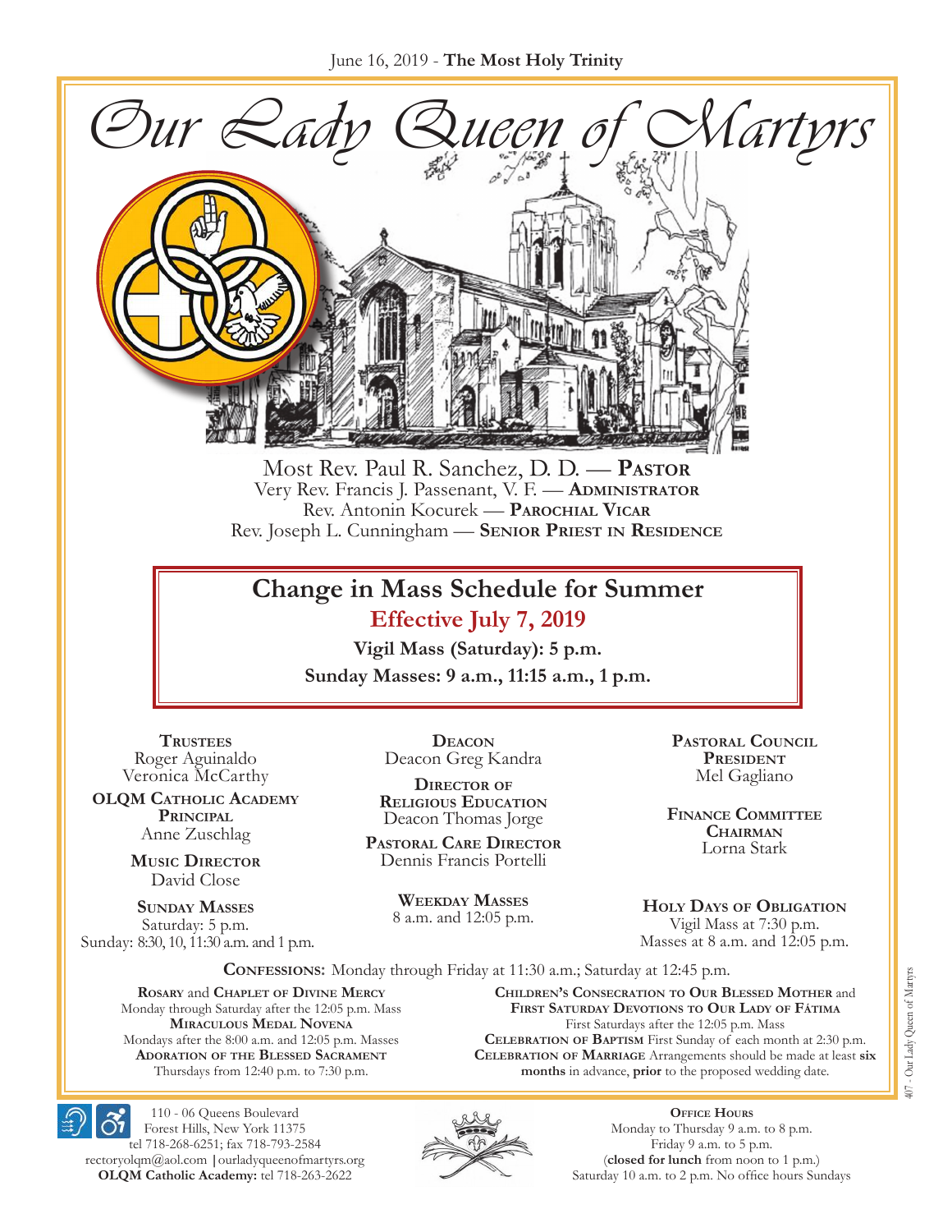June 16, 2019 - **The Most Holy Trinity**

# *Our Lady Queen of Martyrs*

Most Rev. Paul R. Sanchez, D. D. — **Pastor**
Very Rev. Francis J. Passenant, V. F. — **Administrator**
Rev. Antonin Kocurek — **Parochial Vicar**
Rev. Joseph L. Cunningham — **Senior Priest in Residence**

## Change in Mass Schedule for Summer

### Effective July 7, 2019

**Vigil Mass (Saturday): 5 p.m.**

**Sunday Masses: 9 a.m., 11:15 a.m., 1 p.m.**

**Trustees**
Roger Aguinaldo
Veronica McCarthy

**OLQM Catholic Academy Principal**
Anne Zuschlag

**Music Director**
David Close

**Sunday Masses**
Saturday: 5 p.m.
Sunday: 8:30, 10, 11:30 a.m. and 1 p.m.

**Deacon**
Deacon Greg Kandra

**Director of Religious Education**
Deacon Thomas Jorge

**Pastoral Care Director**
Dennis Francis Portelli

**Weekday Masses**
8 a.m. and 12:05 p.m.

**Pastoral Council President**
Mel Gagliano

**Finance Committee Chairman**
Lorna Stark

**Holy Days of Obligation**
Vigil Mass at 7:30 p.m.
Masses at 8 a.m. and 12:05 p.m.

**Confessions:** Monday through Friday at 11:30 a.m.; Saturday at 12:45 p.m.

**Rosary** and **Chaplet of Divine Mercy**
Monday through Saturday after the 12:05 p.m. Mass
**Miraculous Medal Novena**
Mondays after the 8:00 a.m. and 12:05 p.m. Masses
**Adoration of the Blessed Sacrament**
Thursdays from 12:40 p.m. to 7:30 p.m.

**Children's Consecration to Our Blessed Mother** and **First Saturday Devotions to Our Lady of Fátima**
First Saturdays after the 12:05 p.m. Mass
**Celebration of Baptism** First Sunday of each month at 2:30 p.m.
**Celebration of Marriage** Arrangements should be made at least **six months** in advance, **prior** to the proposed wedding date.

110 - 06 Queens Boulevard
Forest Hills, New York 11375
tel 718-268-6251; fax 718-793-2584
rectoryolqm@aol.com | ourladyqueenofmartyrs.org
**OLQM Catholic Academy:** tel 718-263-2622

**Office Hours**
Monday to Thursday 9 a.m. to 8 p.m.
Friday 9 a.m. to 5 p.m.
(**closed for lunch** from noon to 1 p.m.)
Saturday 10 a.m. to 2 p.m. No office hours Sundays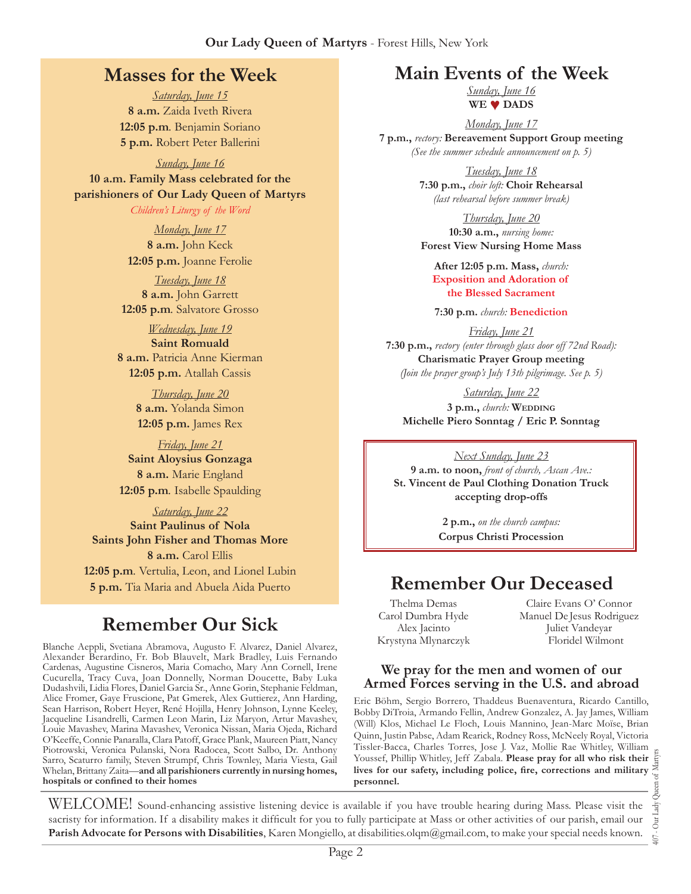## Masses for the Week

*Saturday, June 15*
**8 a.m.** Zaida Iveth Rivera
**12:05 p.m**. Benjamin Soriano
**5 p.m.** Robert Peter Ballerini

*Sunday, June 16*
**10 a.m. Family Mass celebrated for the parishioners of Our Lady Queen of Martyrs**
*Children's Liturgy of the Word*

*Monday, June 17*
**8 a.m.** John Keck
**12:05 p.m.** Joanne Ferolie

*Tuesday, June 18*
**8 a.m.** John Garrett
**12:05 p.m**. Salvatore Grosso

*Wednesday, June 19*
**Saint Romuald**
**8 a.m.** Patricia Anne Kierman
**12:05 p.m.** Atallah Cassis

*Thursday, June 20*
**8 a.m.** Yolanda Simon
**12:05 p.m.** James Rex

*Friday, June 21*
**Saint Aloysius Gonzaga**
**8 a.m.** Marie England
**12:05 p.m**. Isabelle Spaulding

*Saturday, June 22*
**Saint Paulinus of Nola**
**Saints John Fisher and Thomas More**
**8 a.m.** Carol Ellis
**12:05 p.m**. Vertulia, Leon, and Lionel Lubin
**5 p.m.** Tia Maria and Abuela Aida Puerto

## Remember Our Sick

Blanche Aeppli, Svetiana Abramova, Augusto F. Alvarez, Daniel Alvarez, Alexander Berardino, Fr. Bob Blauvelt, Mark Bradley, Luis Fernando Cardenas, Augustine Cisneros, Maria Comacho, Mary Ann Cornell, Irene Cucurella, Tracy Cuva, Joan Donnelly, Norman Doucette, Baby Luka Dudashvili, Lidia Flores, Daniel Garcia Sr., Anne Gorin, Stephanie Feldman, Alice Fromer, Gaye Fruscione, Pat Gmerek, Alex Guttierez, Ann Harding, Sean Harrison, Robert Heyer, René Hojilla, Henry Johnson, Lynne Keeley, Jacqueline Lisandrelli, Carmen Leon Marin, Liz Maryon, Artur Mavashev, Louie Mavashev, Marina Mavashev, Veronica Nissan, Maria Ojeda, Richard O'Keeffe, Connie Panaralla, Clara Patoff, Grace Plank, Maureen Piatt, Nancy Piotrowski, Veronica Pulanski, Nora Radocea, Scott Salbo, Dr. Anthony Sarro, Scaturro family, Steven Strumpf, Chris Townley, Maria Viesta, Gail Whelan, Brittany Zaita—**and all parishioners currently in nursing homes, hospitals or confined to their homes**

## Main Events of the Week

*Sunday, June 16*
**WE ♥ DADS**

*Monday, June 17*
**7 p.m.,** *rectory:* **Bereavement Support Group meeting**
*(See the summer schedule announcement on p. 5)*

*Tuesday, June 18*
**7:30 p.m.,** *choir loft:* **Choir Rehearsal**
*(last rehearsal before summer break)*

*Thursday, June 20*
**10:30 a.m.,** *nursing home:*
**Forest View Nursing Home Mass**

**After 12:05 p.m. Mass,** *church:*
**Exposition and Adoration of the Blessed Sacrament**

**7:30 p.m.** *church:* **Benediction**

*Friday, June 21*
**7:30 p.m.,** *rectory (enter through glass door off 72nd Road):*
**Charismatic Prayer Group meeting**
*(Join the prayer group's July 13th pilgrimage. See p. 5)*

*Saturday, June 22*
**3 p.m.,** *church:* **Wedding**
**Michelle Piero Sonntag / Eric P. Sonntag**

*Next Sunday, June 23*
**9 a.m. to noon,** *front of church, Ascan Ave.:*
**St. Vincent de Paul Clothing Donation Truck accepting drop-offs**

**2 p.m.,** *on the church campus:*
**Corpus Christi Procession**

## Remember Our Deceased

Thelma Demas
Carol Dumbra Hyde
Alex Jacinto
Krystyna Mlynarczyk
Claire Evans O' Connor
Manuel De Jesus Rodriguez
Juliet Vandeyar
Floridel Wilmont

### We pray for the men and women of our Armed Forces serving in the U.S. and abroad

Eric Böhm, Sergio Borrero, Thaddeus Buenaventura, Ricardo Cantillo, Bobby DiTroia, Armando Fellin, Andrew Gonzalez, A. Jay James, William (Will) Klos, Michael Le Floch, Louis Mannino, Jean-Marc Moïse, Brian Quinn, Justin Pabse, Adam Rearick, Rodney Ross, McNeely Royal, Victoria Tissler-Bacca, Charles Torres, Jose J. Vaz, Mollie Rae Whitley, William Youssef, Phillip Whitley, Jeff Zabala. **Please pray for all who risk their lives for our safety, including police, fire, corrections and military personnel.**

WELCOME! Sound-enhancing assistive listening device is available if you have trouble hearing during Mass. Please visit the sacristy for information. If a disability makes it difficult for you to fully participate at Mass or other activities of our parish, email our **Parish Advocate for Persons with Disabilities**, Karen Mongiello, at disabilities.olqm@gmail.com, to make your special needs known.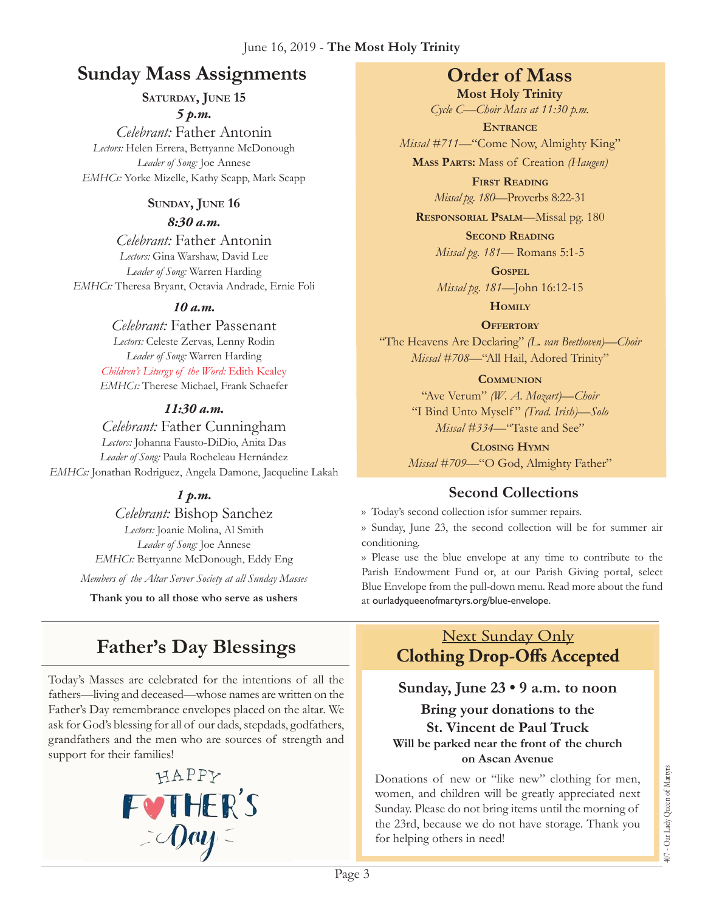June 16, 2019 - **The Most Holy Trinity**

## Sunday Mass Assignments

**Saturday, June 15**

***5 p.m.***

*Celebrant:* Father Antonin
*Lectors:* Helen Errera, Bettyanne McDonough
*Leader of Song:* Joe Annese
*EMHCs:* Yorke Mizelle, Kathy Scapp, Mark Scapp

**Sunday, June 16**

***8:30 a.m.***

*Celebrant:* Father Antonin
*Lectors:* Gina Warshaw, David Lee
*Leader of Song:* Warren Harding
*EMHCs:* Theresa Bryant, Octavia Andrade, Ernie Foli

***10 a.m.***

*Celebrant:* Father Passenant
*Lectors:* Celeste Zervas, Lenny Rodin
*Leader of Song:* Warren Harding
*Children's Liturgy of the Word:* Edith Kealey
*EMHCs:* Therese Michael, Frank Schaefer

***11:30 a.m.***

*Celebrant:* Father Cunningham
*Lectors:* Johanna Fausto-DiDio, Anita Das
*Leader of Song:* Paula Rocheleau Hernández
*EMHCs:* Jonathan Rodriguez, Angela Damone, Jacqueline Lakah

***1 p.m.***

*Celebrant:* Bishop Sanchez
*Lectors:* Joanie Molina, Al Smith
*Leader of Song:* Joe Annese
*EMHCs:* Bettyanne McDonough, Eddy Eng

*Members of the Altar Server Society at all Sunday Masses*

**Thank you to all those who serve as ushers**

## Order of Mass

**Most Holy Trinity**

*Cycle C—Choir Mass at 11:30 p.m.*

**Entrance**
*Missal #711*—"Come Now, Almighty King"

**Mass Parts:** Mass of Creation *(Haugen)*

**First Reading**
*Missal pg. 180*—Proverbs 8:22-31

**Responsorial Psalm**—Missal pg. 180

**Second Reading**
*Missal pg. 181*— Romans 5:1-5

**Gospel**
*Missal pg. 181*—John 16:12-15

**Homily**

**Offertory**
"The Heavens Are Declaring" *(L. van Beethoven)—Choir*
*Missal #708*—"All Hail, Adored Trinity"

**Communion**
"Ave Verum" *(W. A. Mozart)—Choir*
"I Bind Unto Myself" *(Trad. Irish)—Solo*
*Missal #334*—"Taste and See"

**Closing Hymn**
*Missal #709*—"O God, Almighty Father"

## Second Collections

» Today's second collection isfor summer repairs.

» Sunday, June 23, the second collection will be for summer air conditioning.

» Please use the blue envelope at any time to contribute to the Parish Endowment Fund or, at our Parish Giving portal, select Blue Envelope from the pull-down menu. Read more about the fund at ourladyqueenofmartyrs.org/blue-envelope.

## Father's Day Blessings

Today's Masses are celebrated for the intentions of all the fathers—living and deceased—whose names are written on the Father's Day remembrance envelopes placed on the altar. We ask for God's blessing for all of our dads, stepdads, godfathers, grandfathers and the men who are sources of strength and support for their families!

HAPPY FATHER'S Day

## Next Sunday Only
## Clothing Drop-Offs Accepted

**Sunday, June 23 • 9 a.m. to noon**

**Bring your donations to the St. Vincent de Paul Truck**

**Will be parked near the front of the church on Ascan Avenue**

Donations of new or "like new" clothing for men, women, and children will be greatly appreciated next Sunday. Please do not bring items until the morning of the 23rd, because we do not have storage. Thank you for helping others in need!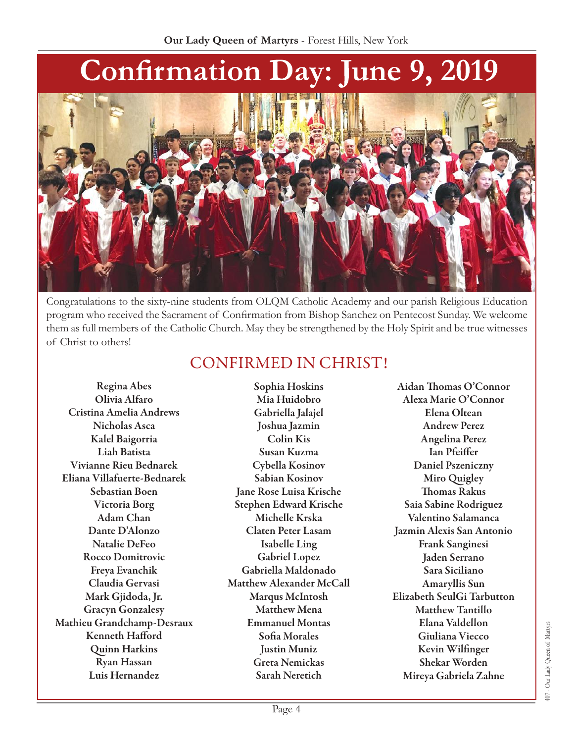# Confirmation Day: June 9, 2019

Congratulations to the sixty-nine students from OLQM Catholic Academy and our parish Religious Education program who received the Sacrament of Confirmation from Bishop Sanchez on Pentecost Sunday. We welcome them as full members of the Catholic Church. May they be strengthened by the Holy Spirit and be true witnesses of Christ to others!

## CONFIRMED IN CHRIST!

**Regina Abes**
**Olivia Alfaro**
**Cristina Amelia Andrews**
**Nicholas Asca**
**Kalel Baigorria**
**Liah Batista**
**Vivianne Rieu Bednarek**
**Eliana Villafuerte-Bednarek**
**Sebastian Boen**
**Victoria Borg**
**Adam Chan**
**Dante D'Alonzo**
**Natalie DeFeo**
**Rocco Domitrovic**
**Freya Evanchik**
**Claudia Gervasi**
**Mark Gjidoda, Jr.**
**Gracyn Gonzalesy**
**Mathieu Grandchamp-Desraux**
**Kenneth Hafford**
**Quinn Harkins**
**Ryan Hassan**
**Luis Hernandez**
**Sophia Hoskins**
**Mia Huidobro**
**Gabriella Jalajel**
**Joshua Jazmin**
**Colin Kis**
**Susan Kuzma**
**Cybella Kosinov**
**Sabian Kosinov**
**Jane Rose Luisa Krische**
**Stephen Edward Krische**
**Michelle Krska**
**Claten Peter Lasam**
**Isabelle Ling**
**Gabriel Lopez**
**Gabriella Maldonado**
**Matthew Alexander McCall**
**Marqus McIntosh**
**Matthew Mena**
**Emmanuel Montas**
**Sofia Morales**
**Justin Muniz**
**Greta Nemickas**
**Sarah Neretich**
**Aidan Thomas O'Connor**
**Alexa Marie O'Connor**
**Elena Oltean**
**Andrew Perez**
**Angelina Perez**
**Ian Pfeiffer**
**Daniel Pszeniczny**
**Miro Quigley**
**Thomas Rakus**
**Saia Sabine Rodriguez**
**Valentino Salamanca**
**Jazmin Alexis San Antonio**
**Frank Sanginesi**
**Jaden Serrano**
**Sara Siciliano**
**Amaryllis Sun**
**Elizabeth SeulGi Tarbutton**
**Matthew Tantillo**
**Elana Valdellon**
**Giuliana Viecco**
**Kevin Wilfinger**
**Shekar Worden**
**Mireya Gabriela Zahne**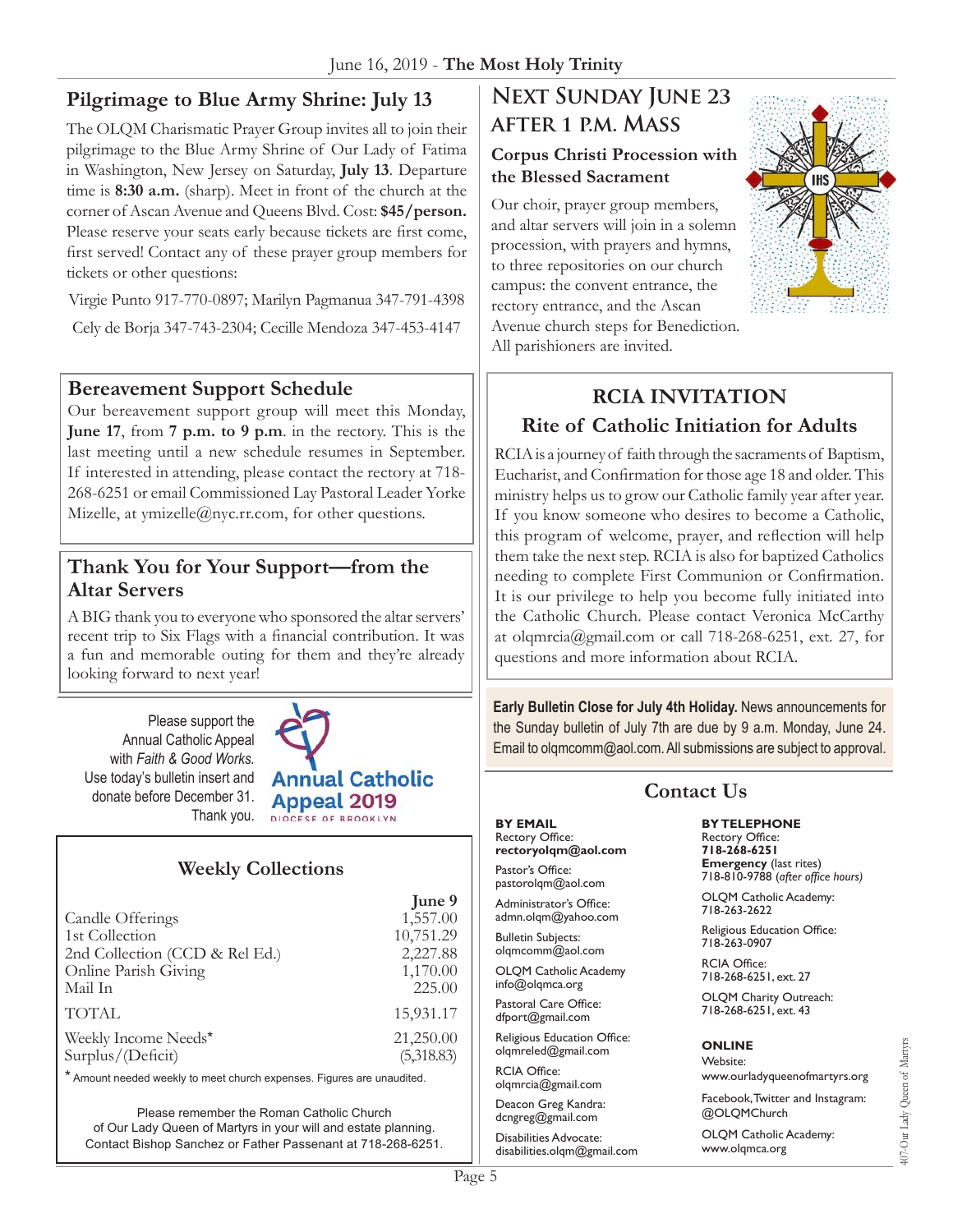## Pilgrimage to Blue Army Shrine: July 13

The OLQM Charismatic Prayer Group invites all to join their pilgrimage to the Blue Army Shrine of Our Lady of Fatima in Washington, New Jersey on Saturday, **July 13**. Departure time is **8:30 a.m.** (sharp). Meet in front of the church at the corner of Ascan Avenue and Queens Blvd. Cost: **$45/person.** Please reserve your seats early because tickets are first come, first served! Contact any of these prayer group members for tickets or other questions:

Virgie Punto 917-770-0897; Marilyn Pagmanua 347-791-4398

Cely de Borja 347-743-2304; Cecille Mendoza 347-453-4147

## Bereavement Support Schedule

Our bereavement support group will meet this Monday, **June 17**, from **7 p.m. to 9 p.m**. in the rectory. This is the last meeting until a new schedule resumes in September. If interested in attending, please contact the rectory at 718-268-6251 or email Commissioned Lay Pastoral Leader Yorke Mizelle, at ymizelle@nyc.rr.com, for other questions.

## Thank You for Your Support—from the Altar Servers

A BIG thank you to everyone who sponsored the altar servers' recent trip to Six Flags with a financial contribution. It was a fun and memorable outing for them and they're already looking forward to next year!

Please support the Annual Catholic Appeal with *Faith & Good Works.* Use today's bulletin insert and donate before December 31. Thank you.

Annual Catholic Appeal 2019
DIOCESE OF BROOKLYN

## Weekly Collections

| | June 9 |
|---|---|
| Candle Offerings | 1,557.00 |
| 1st Collection | 10,751.29 |
| 2nd Collection (CCD & Rel Ed.) | 2,227.88 |
| Online Parish Giving | 1,170.00 |
| Mail In | 225.00 |
| TOTAL | 15,931.17 |
| Weekly Income Needs* | 21,250.00 |
| Surplus/(Deficit) | (5,318.83) |

\* Amount needed weekly to meet church expenses. Figures are unaudited.

Please remember the Roman Catholic Church of Our Lady Queen of Martyrs in your will and estate planning. Contact Bishop Sanchez or Father Passenant at 718-268-6251.

## Next Sunday June 23 after 1 p.m. Mass

### Corpus Christi Procession with the Blessed Sacrament

Our choir, prayer group members, and altar servers will join in a solemn procession, with prayers and hymns, to three repositories on our church campus: the convent entrance, the rectory entrance, and the Ascan Avenue church steps for Benediction. All parishioners are invited.

## RCIA INVITATION
### Rite of Catholic Initiation for Adults

RCIA is a journey of faith through the sacraments of Baptism, Eucharist, and Confirmation for those age 18 and older. This ministry helps us to grow our Catholic family year after year. If you know someone who desires to become a Catholic, this program of welcome, prayer, and reflection will help them take the next step. RCIA is also for baptized Catholics needing to complete First Communion or Confirmation. It is our privilege to help you become fully initiated into the Catholic Church. Please contact Veronica McCarthy at olqmrcia@gmail.com or call 718-268-6251, ext. 27, for questions and more information about RCIA.

**Early Bulletin Close for July 4th Holiday.** News announcements for the Sunday bulletin of July 7th are due by 9 a.m. Monday, June 24. Email to olqmcomm@aol.com. All submissions are subject to approval.

## Contact Us

**BY EMAIL**

Rectory Office:
**rectoryolqm@aol.com**

Pastor's Office:
pastorolqm@aol.com

Administrator's Office:
admn.olqm@yahoo.com

Bulletin Subjects:
olqmcomm@aol.com

OLQM Catholic Academy
info@olqmca.org

Pastoral Care Office:
dfport@gmail.com

Religious Education Office:
olqmreled@gmail.com

RCIA Office:
olqmrcia@gmail.com

Deacon Greg Kandra:
dcngreg@gmail.com

Disabilities Advocate:
disabilities.olqm@gmail.com

**BY TELEPHONE**

Rectory Office:
**718-268-6251**

**Emergency** (last rites)
718-810-9788 (*after office hours)*

OLQM Catholic Academy:
718-263-2622

Religious Education Office:
718-263-0907

RCIA Office:
718-268-6251, ext. 27

OLQM Charity Outreach:
718-268-6251, ext. 43

**ONLINE**

Website:
www.ourladyqueenofmartyrs.org

Facebook, Twitter and Instagram:
@OLQMChurch

OLQM Catholic Academy:
www.olqmca.org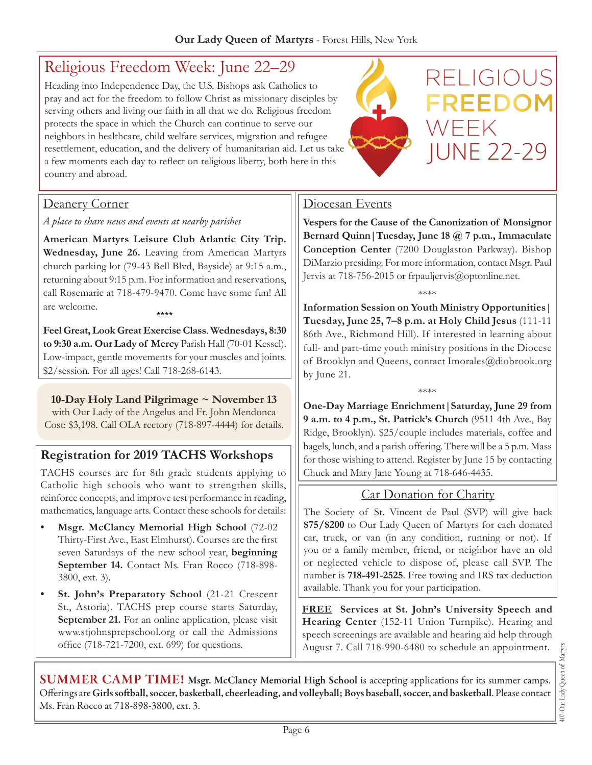## Religious Freedom Week: June 22–29

Heading into Independence Day, the U.S. Bishops ask Catholics to pray and act for the freedom to follow Christ as missionary disciples by serving others and living our faith in all that we do. Religious freedom protects the space in which the Church can continue to serve our neighbors in healthcare, child welfare services, migration and refugee resettlement, education, and the delivery of humanitarian aid. Let us take a few moments each day to reflect on religious liberty, both here in this country and abroad.

RELIGIOUS **FREEDOM** WEEK JUNE 22-29

## Deanery Corner

*A place to share news and events at nearby parishes*

**American Martyrs Leisure Club Atlantic City Trip. Wednesday, June 26.** Leaving from American Martyrs church parking lot (79-43 Bell Blvd, Bayside) at 9:15 a.m., returning about 9:15 p.m. For information and reservations, call Rosemarie at 718-479-9470. Come have some fun! All are welcome.

****

**Feel Great, Look Great Exercise Class. Wednesdays, 8:30 to 9:30 a.m. Our Lady of Mercy** Parish Hall (70-01 Kessel). Low-impact, gentle movements for your muscles and joints. $2/session. For all ages! Call 718-268-6143.

**10-Day Holy Land Pilgrimage ~ November 13**
with Our Lady of the Angelus and Fr. John Mendonca
Cost: $3,198. Call OLA rectory (718-897-4444) for details.

## Registration for 2019 TACHS Workshops

TACHS courses are for 8th grade students applying to Catholic high schools who want to strengthen skills, reinforce concepts, and improve test performance in reading, mathematics, language arts. Contact these schools for details:

- **Msgr. McClancy Memorial High School** (72-02 Thirty-First Ave., East Elmhurst). Courses are the first seven Saturdays of the new school year, **beginning September 14.** Contact Ms. Fran Rocco (718-898-3800, ext. 3).
- **St. John's Preparatory School** (21-21 Crescent St., Astoria). TACHS prep course starts Saturday, **September 21.** For an online application, please visit www.stjohnsprepschool.org or call the Admissions office (718-721-7200, ext. 699) for questions.

## Diocesan Events

**Vespers for the Cause of the Canonization of Monsignor Bernard Quinn | Tuesday, June 18 @ 7 p.m., Immaculate Conception Center** (7200 Douglaston Parkway). Bishop DiMarzio presiding. For more information, contact Msgr. Paul Jervis at 718-756-2015 or frpauljervis@optonline.net.

****

**Information Session on Youth Ministry Opportunities | Tuesday, June 25, 7–8 p.m. at Holy Child Jesus** (111-11 86th Ave., Richmond Hill). If interested in learning about full- and part-time youth ministry positions in the Diocese of Brooklyn and Queens, contact Imorales@diobrook.org by June 21.

****

**One-Day Marriage Enrichment | Saturday, June 29 from 9 a.m. to 4 p.m., St. Patrick's Church** (9511 4th Ave., Bay Ridge, Brooklyn). $25/couple includes materials, coffee and bagels, lunch, and a parish offering. There will be a 5 p.m. Mass for those wishing to attend. Register by June 15 by contacting Chuck and Mary Jane Young at 718-646-4435.

## Car Donation for Charity

The Society of St. Vincent de Paul (SVP) will give back **$75/$200** to Our Lady Queen of Martyrs for each donated car, truck, or van (in any condition, running or not). If you or a family member, friend, or neighbor have an old or neglected vehicle to dispose of, please call SVP. The number is **718-491-2525**. Free towing and IRS tax deduction available. Thank you for your participation.

**FREE Services at St. John's University Speech and Hearing Center** (152-11 Union Turnpike). Hearing and speech screenings are available and hearing aid help through August 7. Call 718-990-6480 to schedule an appointment.

**SUMMER CAMP TIME! Msgr. McClancy Memorial High School** is accepting applications for its summer camps. Offerings are **Girls softball, soccer, basketball, cheerleading, and volleyball; Boys baseball, soccer, and basketball**. Please contact Ms. Fran Rocco at 718-898-3800, ext. 3.